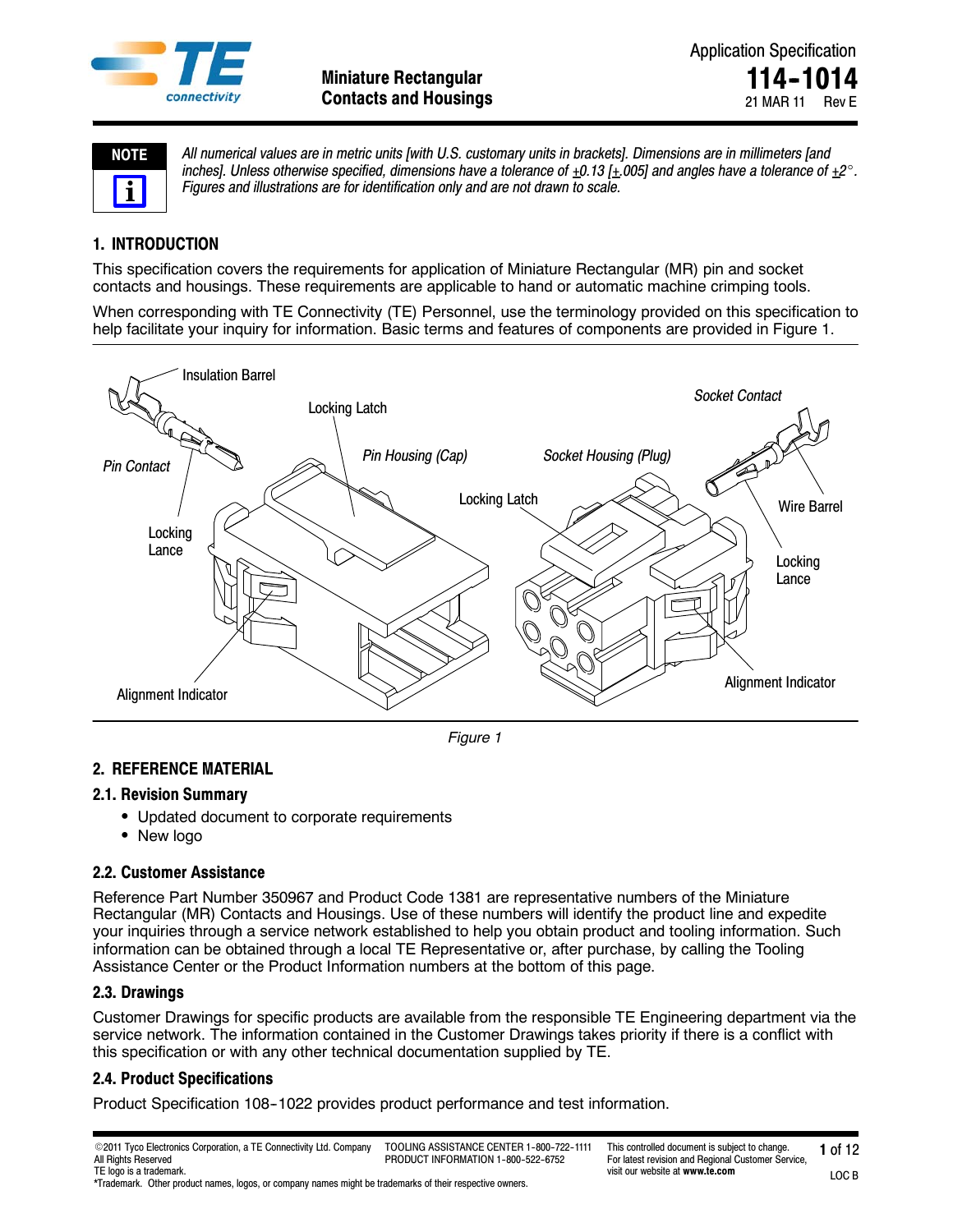Application Specification

# 114-1014

21 MAR 11 Rev E

**Miniature Rectangular Contacts and Housings**

**NOTE**

*All numerical values are in metric units [with U.S. customary units in brackets]. Dimensions are in millimeters [and inches]. Unless otherwise specified, dimensions have a tolerance of ±0.13 [±.005] and angles have a tolerance of ±2°. Figures and illustrations are for identification only and are not drawn to scale.*

## 1. INTRODUCTION

This specification covers the requirements for application of Miniature Rectangular (MR) pin and socket contacts and housings. These requirements are applicable to hand or automatic machine crimping tools.

When corresponding with TE Connectivity (TE) Personnel, use the terminology provided on this specification to help facilitate your inquiry for information. Basic terms and features of components are provided in Figure 1.

Insulation Barrel, Locking Latch, Pin Housing (Cap), Socket Housing (Plug), Socket Contact, Pin Contact, Locking Latch, Wire Barrel, Locking Lance, Locking Lance, Alignment Indicator, Alignment Indicator

*Figure 1*

## 2. REFERENCE MATERIAL

### 2.1. Revision Summary

- Updated document to corporate requirements
- New logo

### 2.2. Customer Assistance

Reference Part Number 350967 and Product Code 1381 are representative numbers of the Miniature Rectangular (MR) Contacts and Housings. Use of these numbers will identify the product line and expedite your inquiries through a service network established to help you obtain product and tooling information. Such information can be obtained through a local TE Representative or, after purchase, by calling the Tooling Assistance Center or the Product Information numbers at the bottom of this page.

### 2.3. Drawings

Customer Drawings for specific products are available from the responsible TE Engineering department via the service network. The information contained in the Customer Drawings takes priority if there is a conflict with this specification or with any other technical documentation supplied by TE.

### 2.4. Product Specifications

Product Specification 108-1022 provides product performance and test information.

©2011 Tyco Electronics Corporation, a TE Connectivity Ltd. Company
All Rights Reserved
TE logo is a trademark.
*Trademark. Other product names, logos, or company names might be trademarks of their respective owners.

TOOLING ASSISTANCE CENTER 1-800-722-1111
PRODUCT INFORMATION 1-800-522-6752

This controlled document is subject to change. For latest revision and Regional Customer Service, visit our website at **www.te.com**

LOC B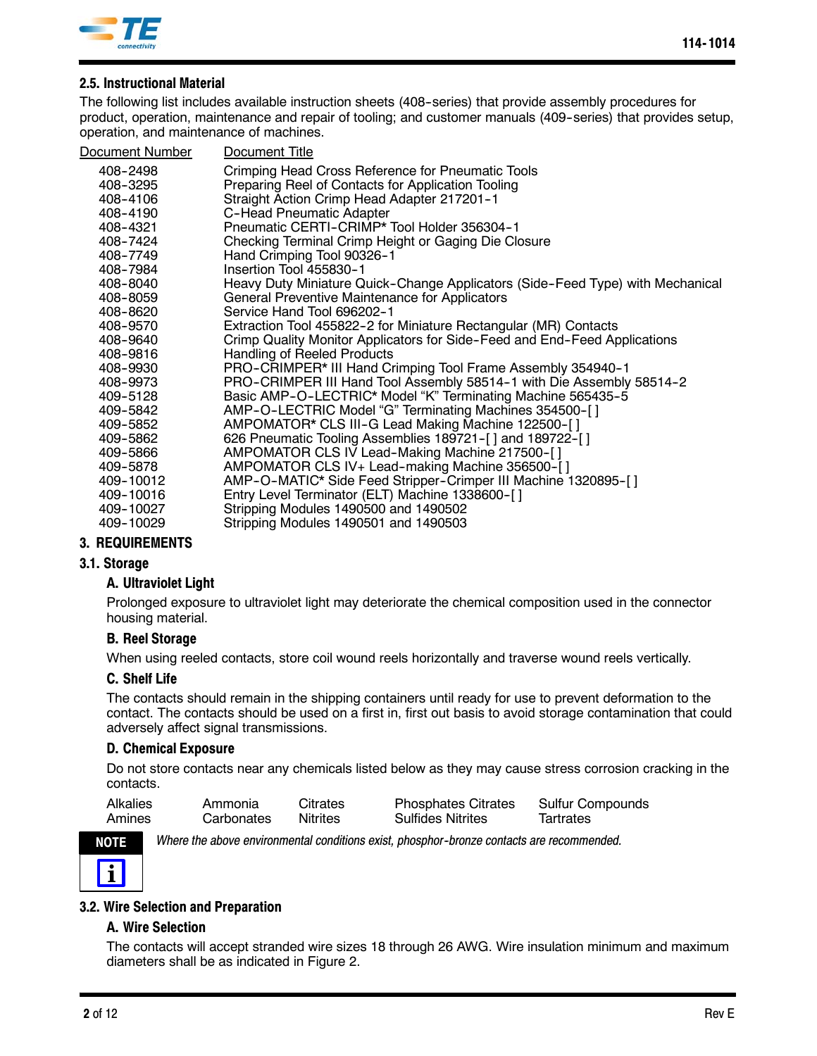### 2.5. Instructional Material

The following list includes available instruction sheets (408–series) that provide assembly procedures for product, operation, maintenance and repair of tooling; and customer manuals (409–series) that provides setup, operation, and maintenance of machines.

| Document Number | Document Title |
|---|---|
| 408–2498 | Crimping Head Cross Reference for Pneumatic Tools |
| 408–3295 | Preparing Reel of Contacts for Application Tooling |
| 408–4106 | Straight Action Crimp Head Adapter 217201–1 |
| 408–4190 | C–Head Pneumatic Adapter |
| 408–4321 | Pneumatic CERTI–CRIMP* Tool Holder 356304–1 |
| 408–7424 | Checking Terminal Crimp Height or Gaging Die Closure |
| 408–7749 | Hand Crimping Tool 90326–1 |
| 408–7984 | Insertion Tool 455830–1 |
| 408–8040 | Heavy Duty Miniature Quick–Change Applicators (Side–Feed Type) with Mechanical |
| 408–8059 | General Preventive Maintenance for Applicators |
| 408–8620 | Service Hand Tool 696202–1 |
| 408–9570 | Extraction Tool 455822–2 for Miniature Rectangular (MR) Contacts |
| 408–9640 | Crimp Quality Monitor Applicators for Side–Feed and End–Feed Applications |
| 408–9816 | Handling of Reeled Products |
| 408–9930 | PRO–CRIMPER* III Hand Crimping Tool Frame Assembly 354940–1 |
| 408–9973 | PRO–CRIMPER III Hand Tool Assembly 58514–1 with Die Assembly 58514–2 |
| 409–5128 | Basic AMP–O–LECTRIC* Model "K" Terminating Machine 565435–5 |
| 409–5842 | AMP–O–LECTRIC Model "G" Terminating Machines 354500–[ ] |
| 409–5852 | AMPOMATOR* CLS III–G Lead Making Machine 122500–[ ] |
| 409–5862 | 626 Pneumatic Tooling Assemblies 189721–[ ] and 189722–[ ] |
| 409–5866 | AMPOMATOR CLS IV Lead–Making Machine 217500–[ ] |
| 409–5878 | AMPOMATOR CLS IV+ Lead–making Machine 356500–[ ] |
| 409–10012 | AMP–O–MATIC* Side Feed Stripper–Crimper III Machine 1320895–[ ] |
| 409–10016 | Entry Level Terminator (ELT) Machine 1338600–[ ] |
| 409–10027 | Stripping Modules 1490500 and 1490502 |
| 409–10029 | Stripping Modules 1490501 and 1490503 |

## 3. REQUIREMENTS

### 3.1. Storage

#### A. Ultraviolet Light

Prolonged exposure to ultraviolet light may deteriorate the chemical composition used in the connector housing material.

#### B. Reel Storage

When using reeled contacts, store coil wound reels horizontally and traverse wound reels vertically.

#### C. Shelf Life

The contacts should remain in the shipping containers until ready for use to prevent deformation to the contact. The contacts should be used on a first in, first out basis to avoid storage contamination that could adversely affect signal transmissions.

#### D. Chemical Exposure

Do not store contacts near any chemicals listed below as they may cause stress corrosion cracking in the contacts.

| | | | | |
|---|---|---|---|---|
| Alkalies | Ammonia | Citrates | Phosphates Citrates | Sulfur Compounds |
| Amines | Carbonates | Nitrites | Sulfides Nitrites | Tartrates |

**NOTE** *Where the above environmental conditions exist, phosphor–bronze contacts are recommended.*

### 3.2. Wire Selection and Preparation

#### A. Wire Selection

The contacts will accept stranded wire sizes 18 through 26 AWG. Wire insulation minimum and maximum diameters shall be as indicated in Figure 2.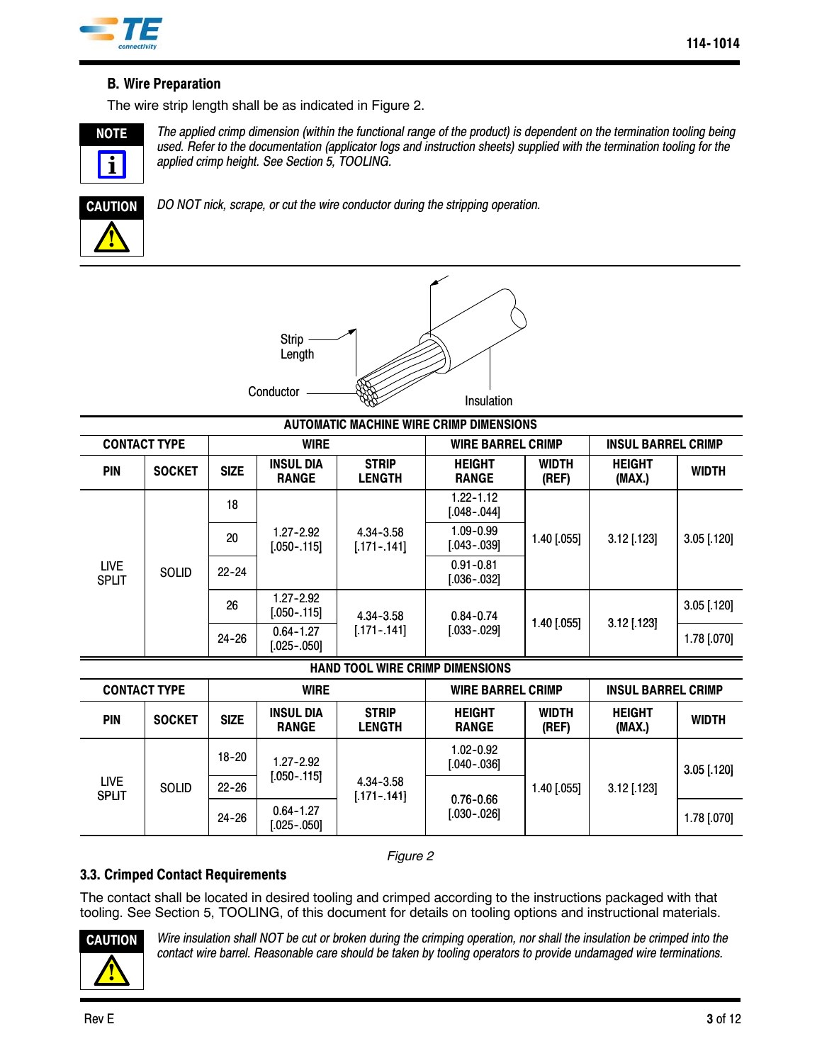### B. Wire Preparation

The wire strip length shall be as indicated in Figure 2.

**NOTE**

*The applied crimp dimension (within the functional range of the product) is dependent on the termination tooling being used. Refer to the documentation (applicator logs and instruction sheets) supplied with the termination tooling for the applied crimp height. See Section 5, TOOLING.*

**CAUTION**

*DO NOT nick, scrape, or cut the wire conductor during the stripping operation.*

Strip Length

Conductor

Insulation

**AUTOMATIC MACHINE WIRE CRIMP DIMENSIONS**

| CONTACT TYPE | | WIRE | | | WIRE BARREL CRIMP | | INSUL BARREL CRIMP | |
|---|---|---|---|---|---|---|---|---|
| PIN | SOCKET | SIZE | INSUL DIA RANGE | STRIP LENGTH | HEIGHT RANGE | WIDTH (REF) | HEIGHT (MAX.) | WIDTH |
| LIVE SPLIT | SOLID | 18 | 1.27-2.92 [.050-.115] | 4.34-3.58 [.171-.141] | 1.22-1.12 [.048-.044] | 1.40 [.055] | 3.12 [.123] | 3.05 [.120] |
| | | 20 | | | 1.09-0.99 [.043-.039] | | | |
| | | 22-24 | | | 0.91-0.81 [.036-.032] | | | |
| | | 26 | 1.27-2.92 [.050-.115] | 4.34-3.58 [.171-.141] | 0.84-0.74 [.033-.029] | 1.40 [.055] | 3.12 [.123] | 3.05 [.120] |
| | | 24-26 | 0.64-1.27 [.025-.050] | | | | | 1.78 [.070] |

**HAND TOOL WIRE CRIMP DIMENSIONS**

| CONTACT TYPE | | WIRE | | | WIRE BARREL CRIMP | | INSUL BARREL CRIMP | |
|---|---|---|---|---|---|---|---|---|
| PIN | SOCKET | SIZE | INSUL DIA RANGE | STRIP LENGTH | HEIGHT RANGE | WIDTH (REF) | HEIGHT (MAX.) | WIDTH |
| LIVE SPLIT | SOLID | 18-20 | 1.27-2.92 [.050-.115] | 4.34-3.58 [.171-.141] | 1.02-0.92 [.040-.036] | 1.40 [.055] | 3.12 [.123] | 3.05 [.120] |
| | | 22-26 | | | 0.76-0.66 [.030-.026] | | | |
| | | 24-26 | 0.64-1.27 [.025-.050] | | | | | 1.78 [.070] |

*Figure 2*

### 3.3. Crimped Contact Requirements

The contact shall be located in desired tooling and crimped according to the instructions packaged with that tooling. See Section 5, TOOLING, of this document for details on tooling options and instructional materials.

**CAUTION**

*Wire insulation shall NOT be cut or broken during the crimping operation, nor shall the insulation be crimped into the contact wire barrel. Reasonable care should be taken by tooling operators to provide undamaged wire terminations.*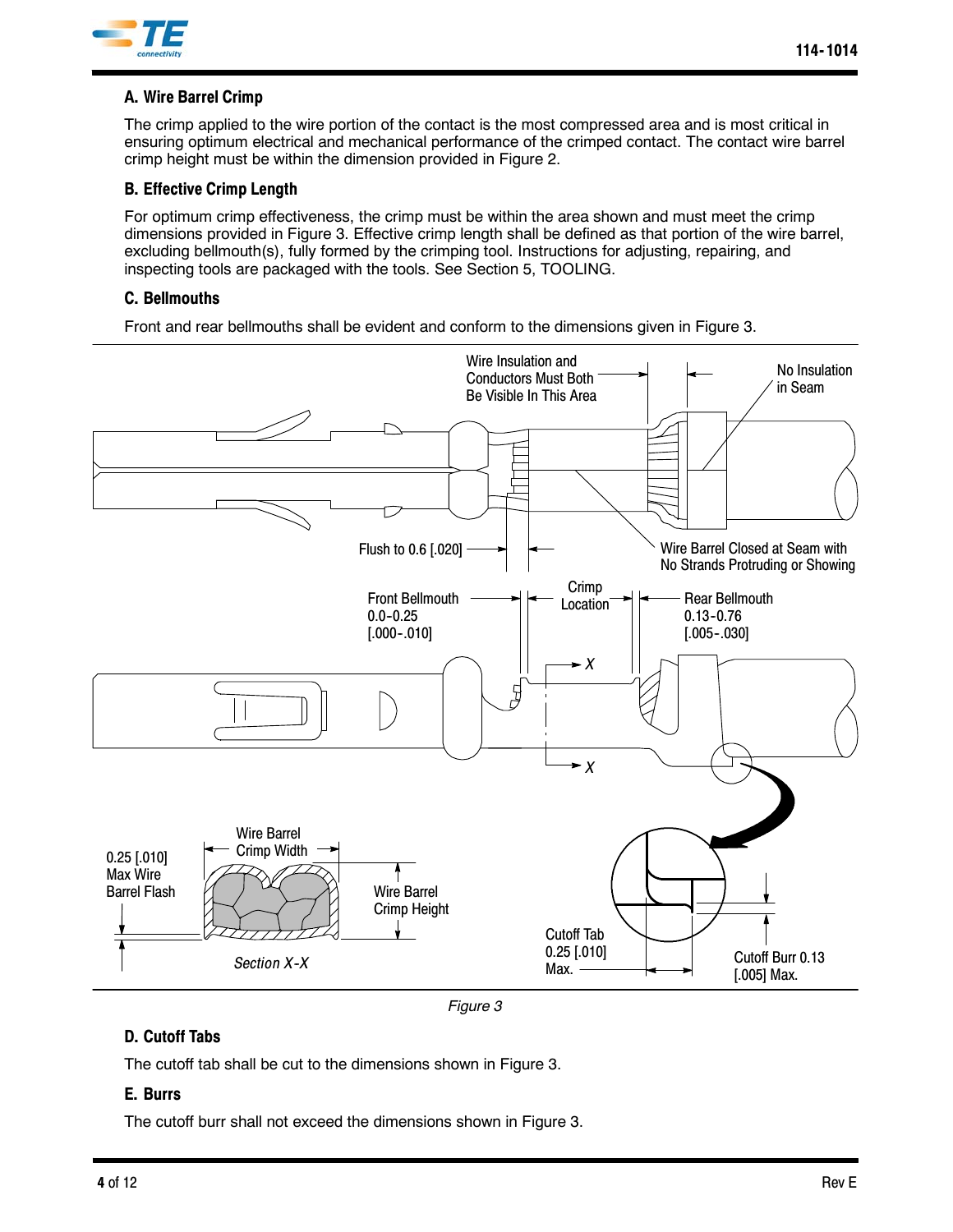### A. Wire Barrel Crimp

The crimp applied to the wire portion of the contact is the most compressed area and is most critical in ensuring optimum electrical and mechanical performance of the crimped contact. The contact wire barrel crimp height must be within the dimension provided in Figure 2.

### B. Effective Crimp Length

For optimum crimp effectiveness, the crimp must be within the area shown and must meet the crimp dimensions provided in Figure 3. Effective crimp length shall be defined as that portion of the wire barrel, excluding bellmouth(s), fully formed by the crimping tool. Instructions for adjusting, repairing, and inspecting tools are packaged with the tools. See Section 5, TOOLING.

### C. Bellmouths

Front and rear bellmouths shall be evident and conform to the dimensions given in Figure 3.

Wire Insulation and Conductors Must Both Be Visible In This Area

No Insulation in Seam

Flush to 0.6 [.020]

Wire Barrel Closed at Seam with No Strands Protruding or Showing

Front Bellmouth 0.0-0.25 [.000-.010]

Crimp Location

Rear Bellmouth 0.13-0.76 [.005-.030]

0.25 [.010] Max Wire Barrel Flash

Wire Barrel Crimp Width

Wire Barrel Crimp Height

*Section X-X*

Cutoff Tab 0.25 [.010] Max.

Cutoff Burr 0.13 [.005] Max.

*Figure 3*

### D. Cutoff Tabs

The cutoff tab shall be cut to the dimensions shown in Figure 3.

### E. Burrs

The cutoff burr shall not exceed the dimensions shown in Figure 3.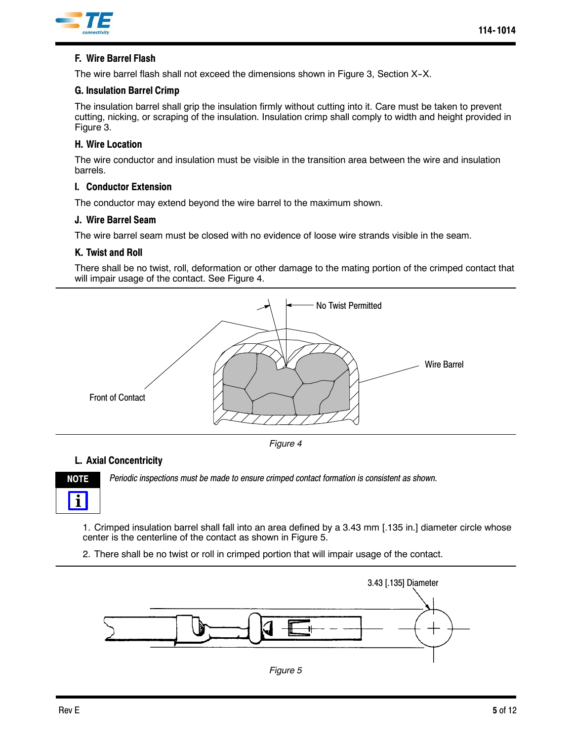### F. Wire Barrel Flash

The wire barrel flash shall not exceed the dimensions shown in Figure 3, Section X-X.

### G. Insulation Barrel Crimp

The insulation barrel shall grip the insulation firmly without cutting into it. Care must be taken to prevent cutting, nicking, or scraping of the insulation. Insulation crimp shall comply to width and height provided in Figure 3.

### H. Wire Location

The wire conductor and insulation must be visible in the transition area between the wire and insulation barrels.

### I. Conductor Extension

The conductor may extend beyond the wire barrel to the maximum shown.

### J. Wire Barrel Seam

The wire barrel seam must be closed with no evidence of loose wire strands visible in the seam.

### K. Twist and Roll

There shall be no twist, roll, deformation or other damage to the mating portion of the crimped contact that will impair usage of the contact. See Figure 4.

No Twist Permitted

Wire Barrel

Front of Contact

*Figure 4*

### L. Axial Concentricity

**NOTE** *Periodic inspections must be made to ensure crimped contact formation is consistent as shown.*

1. Crimped insulation barrel shall fall into an area defined by a 3.43 mm [.135 in.] diameter circle whose center is the centerline of the contact as shown in Figure 5.
2. There shall be no twist or roll in crimped portion that will impair usage of the contact.

3.43 [.135] Diameter

*Figure 5*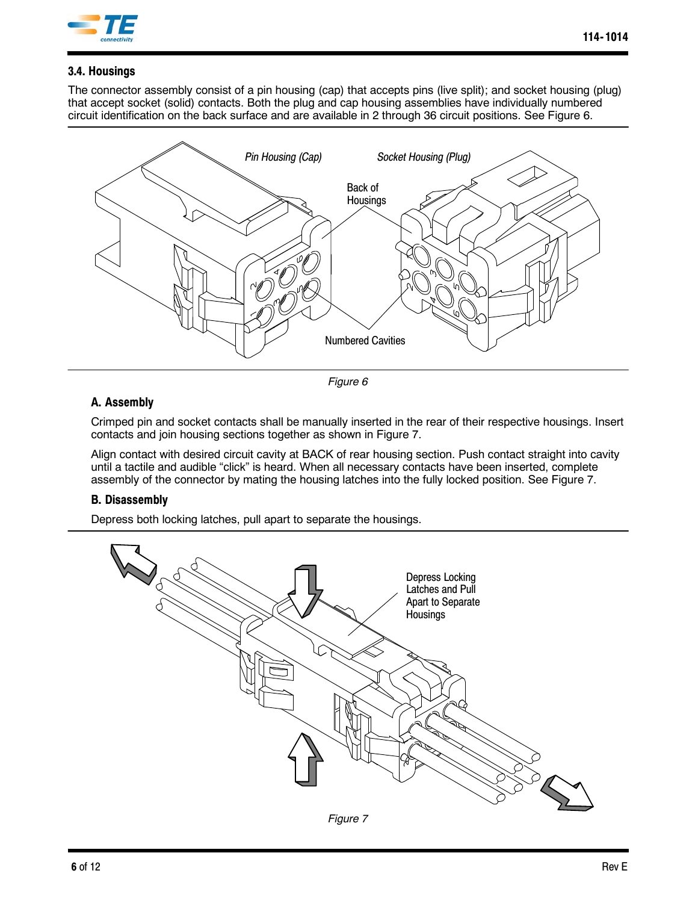### 3.4. Housings

The connector assembly consist of a pin housing (cap) that accepts pins (live split); and socket housing (plug) that accept socket (solid) contacts. Both the plug and cap housing assemblies have individually numbered circuit identification on the back surface and are available in 2 through 36 circuit positions. See Figure 6.

Pin Housing (Cap)

Socket Housing (Plug)

Back of Housings

Numbered Cavities

*Figure 6*

#### A. Assembly

Crimped pin and socket contacts shall be manually inserted in the rear of their respective housings. Insert contacts and join housing sections together as shown in Figure 7.

Align contact with desired circuit cavity at BACK of rear housing section. Push contact straight into cavity until a tactile and audible "click" is heard. When all necessary contacts have been inserted, complete assembly of the connector by mating the housing latches into the fully locked position. See Figure 7.

#### B. Disassembly

Depress both locking latches, pull apart to separate the housings.

Depress Locking Latches and Pull Apart to Separate Housings

*Figure 7*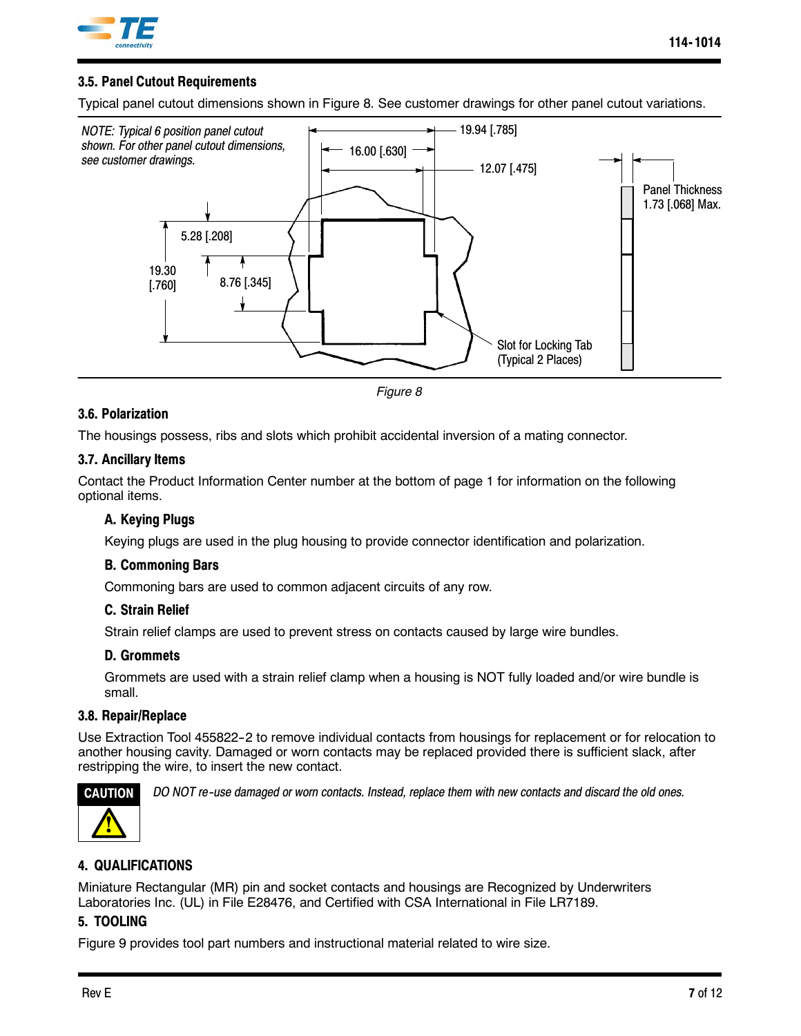### 3.5. Panel Cutout Requirements

Typical panel cutout dimensions shown in Figure 8. See customer drawings for other panel cutout variations.

*NOTE: Typical 6 position panel cutout shown. For other panel cutout dimensions, see customer drawings.*

19.94 [.785]
16.00 [.630]
12.07 [.475]
5.28 [.208]
19.30 [.760]
8.76 [.345]
Panel Thickness 1.73 [.068] Max.
Slot for Locking Tab (Typical 2 Places)

*Figure 8*

### 3.6. Polarization

The housings possess, ribs and slots which prohibit accidental inversion of a mating connector.

### 3.7. Ancillary Items

Contact the Product Information Center number at the bottom of page 1 for information on the following optional items.

#### A. Keying Plugs

Keying plugs are used in the plug housing to provide connector identification and polarization.

#### B. Commoning Bars

Commoning bars are used to common adjacent circuits of any row.

#### C. Strain Relief

Strain relief clamps are used to prevent stress on contacts caused by large wire bundles.

#### D. Grommets

Grommets are used with a strain relief clamp when a housing is NOT fully loaded and/or wire bundle is small.

### 3.8. Repair/Replace

Use Extraction Tool 455822-2 to remove individual contacts from housings for replacement or for relocation to another housing cavity. Damaged or worn contacts may be replaced provided there is sufficient slack, after restripping the wire, to insert the new contact.

**CAUTION**

*DO NOT re-use damaged or worn contacts. Instead, replace them with new contacts and discard the old ones.*

## 4. QUALIFICATIONS

Miniature Rectangular (MR) pin and socket contacts and housings are Recognized by Underwriters Laboratories Inc. (UL) in File E28476, and Certified with CSA International in File LR7189.

## 5. TOOLING

Figure 9 provides tool part numbers and instructional material related to wire size.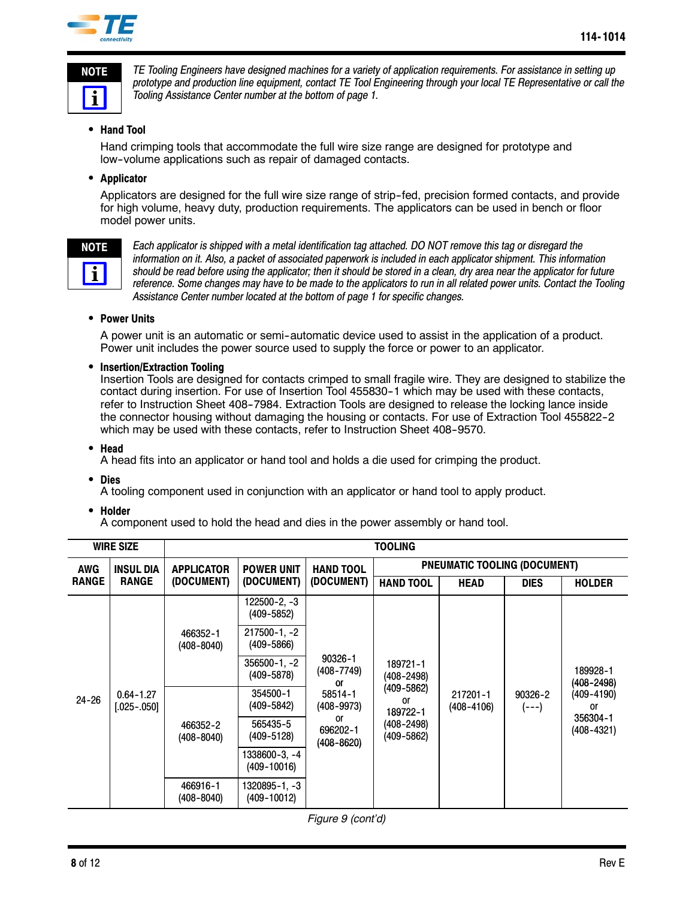> **NOTE**
>
> *TE Tooling Engineers have designed machines for a variety of application requirements. For assistance in setting up prototype and production line equipment, contact TE Tool Engineering through your local TE Representative or call the Tooling Assistance Center number at the bottom of page 1.*

- **Hand Tool**

  Hand crimping tools that accommodate the full wire size range are designed for prototype and low-volume applications such as repair of damaged contacts.

- **Applicator**

  Applicators are designed for the full wire size range of strip-fed, precision formed contacts, and provide for high volume, heavy duty, production requirements. The applicators can be used in bench or floor model power units.

> **NOTE**
>
> *Each applicator is shipped with a metal identification tag attached. DO NOT remove this tag or disregard the information on it. Also, a packet of associated paperwork is included in each applicator shipment. This information should be read before using the applicator; then it should be stored in a clean, dry area near the applicator for future reference. Some changes may have to be made to the applicators to run in all related power units. Contact the Tooling Assistance Center number located at the bottom of page 1 for specific changes.*

- **Power Units**

  A power unit is an automatic or semi-automatic device used to assist in the application of a product. Power unit includes the power source used to supply the force or power to an applicator.

- **Insertion/Extraction Tooling**

  Insertion Tools are designed for contacts crimped to small fragile wire. They are designed to stabilize the contact during insertion. For use of Insertion Tool 455830-1 which may be used with these contacts, refer to Instruction Sheet 408-7984. Extraction Tools are designed to release the locking lance inside the connector housing without damaging the housing or contacts. For use of Extraction Tool 455822-2 which may be used with these contacts, refer to Instruction Sheet 408-9570.

- **Head**

  A head fits into an applicator or hand tool and holds a die used for crimping the product.

- **Dies**

  A tooling component used in conjunction with an applicator or hand tool to apply product.

- **Holder**

  A component used to hold the head and dies in the power assembly or hand tool.

| WIRE SIZE | | TOOLING | | | | | | |
|---|---|---|---|---|---|---|---|---|
| | | | | | PNEUMATIC TOOLING (DOCUMENT) | | | |
| AWG RANGE | INSUL DIA RANGE | APPLICATOR (DOCUMENT) | POWER UNIT (DOCUMENT) | HAND TOOL (DOCUMENT) | HAND TOOL | HEAD | DIES | HOLDER |
| 24-26 | 0.64-1.27 [.025-.050] | 466352-1 (408-8040) | 122500-2, -3 (409-5852) | 90326-1 (408-7749) or 58514-1 (408-9973) or 696202-1 (408-8620) | 189721-1 (408-2498) (409-5862) or 189722-1 (408-2498) (409-5862) | 217201-1 (408-4106) | 90326-2 (---) | 189928-1 (408-2498) (409-4190) or 356304-1 (408-4321) |
| | | | 217500-1, -2 (409-5866) | | | | | |
| | | | 356500-1, -2 (409-5878) | | | | | |
| | | 466352-2 (408-8040) | 354500-1 (409-5842) | | | | | |
| | | | 565435-5 (409-5128) | | | | | |
| | | | 1338600-3, -4 (409-10016) | | | | | |
| | | 466916-1 (408-8040) | 1320895-1, -3 (409-10012) | | | | | |

*Figure 9 (cont'd)*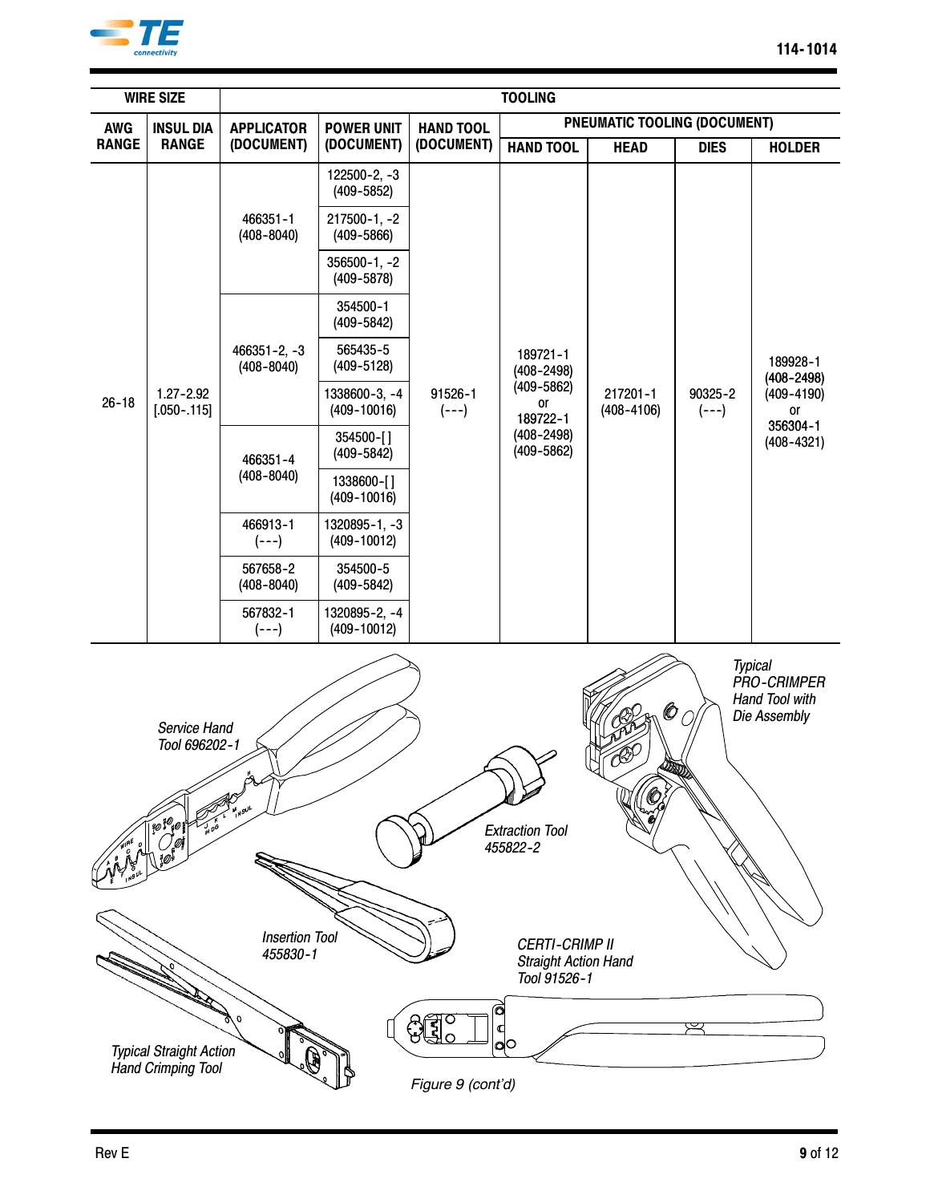| WIRE SIZE | | TOOLING | | | | | | |
|---|---|---|---|---|---|---|---|---|
| | | | | | PNEUMATIC TOOLING (DOCUMENT) | | | |
| AWG RANGE | INSUL DIA RANGE | APPLICATOR (DOCUMENT) | POWER UNIT (DOCUMENT) | HAND TOOL (DOCUMENT) | HAND TOOL | HEAD | DIES | HOLDER |
| 26–18 | 1.27–2.92 [.050–.115] | 466351-1 (408-8040) | 122500-2, -3 (409-5852) | 91526-1 (---) | 189721-1 (408-2498) (409-5862) or 189722-1 (408-2498) (409-5862) | 217201-1 (408-4106) | 90325-2 (---) | 189928-1 (408-2498) (409-4190) or 356304-1 (408-4321) |
| | | | 217500-1, -2 (409-5866) | | | | | |
| | | | 356500-1, -2 (409-5878) | | | | | |
| | | 466351-2, -3 (408-8040) | 354500-1 (409-5842) | | | | | |
| | | | 565435-5 (409-5128) | | | | | |
| | | | 1338600-3, -4 (409-10016) | | | | | |
| | | 466351-4 (408-8040) | 354500-[] (409-5842) | | | | | |
| | | | 1338600-[] (409-10016) | | | | | |
| | | 466913-1 (---) | 1320895-1, -3 (409-10012) | | | | | |
| | | 567658-2 (408-8040) | 354500-5 (409-5842) | | | | | |
| | | 567832-1 (---) | 1320895-2, -4 (409-10012) | | | | | |

*Service Hand Tool 696202-1*

*Extraction Tool 455822-2*

*Typical PRO-CRIMPER Hand Tool with Die Assembly*

*Insertion Tool 455830-1*

*CERTI-CRIMP II Straight Action Hand Tool 91526-1*

*Typical Straight Action Hand Crimping Tool*

*Figure 9 (cont'd)*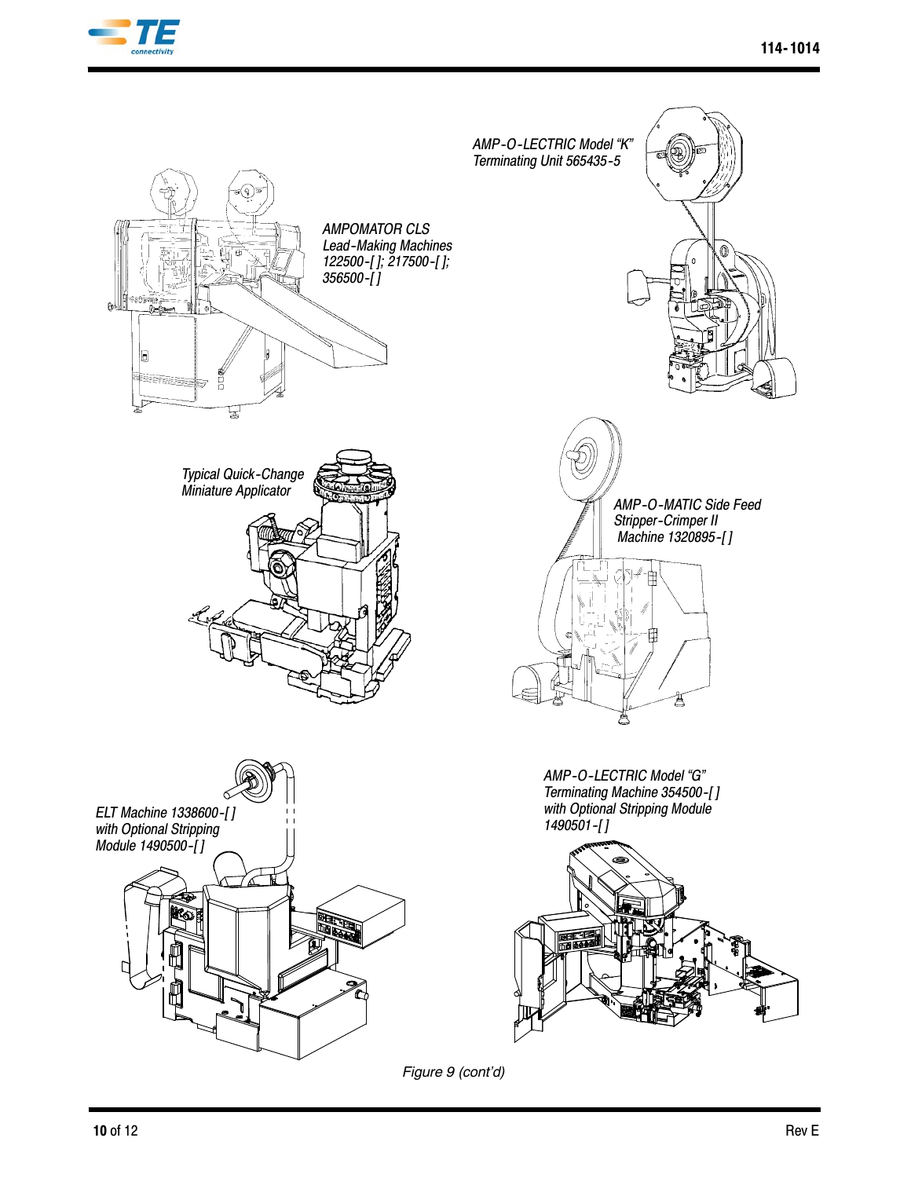*AMP-O-LECTRIC Model "K" Terminating Unit 565435-5*

*AMPOMATOR CLS Lead-Making Machines 122500-[ ]; 217500-[ ]; 356500-[ ]*

*Typical Quick-Change Miniature Applicator*

*AMP-O-MATIC Side Feed Stripper-Crimper II Machine 1320895-[ ]*

*ELT Machine 1338600-[ ] with Optional Stripping Module 1490500-[ ]*

*AMP-O-LECTRIC Model "G" Terminating Machine 354500-[ ] with Optional Stripping Module 1490501-[ ]*

*Figure 9 (cont'd)*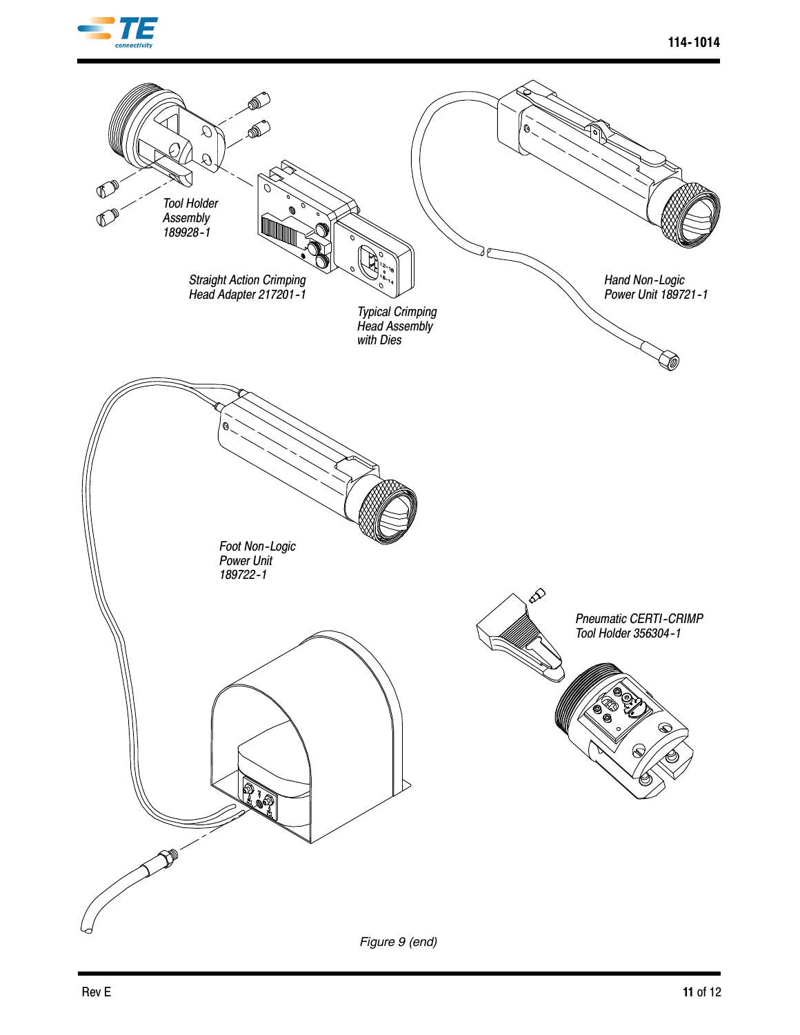Tool Holder Assembly 189928-1

Straight Action Crimping Head Adapter 217201-1

Typical Crimping Head Assembly with Dies

Hand Non-Logic Power Unit 189721-1

Foot Non-Logic Power Unit 189722-1

Pneumatic CERTI-CRIMP Tool Holder 356304-1

*Figure 9 (end)*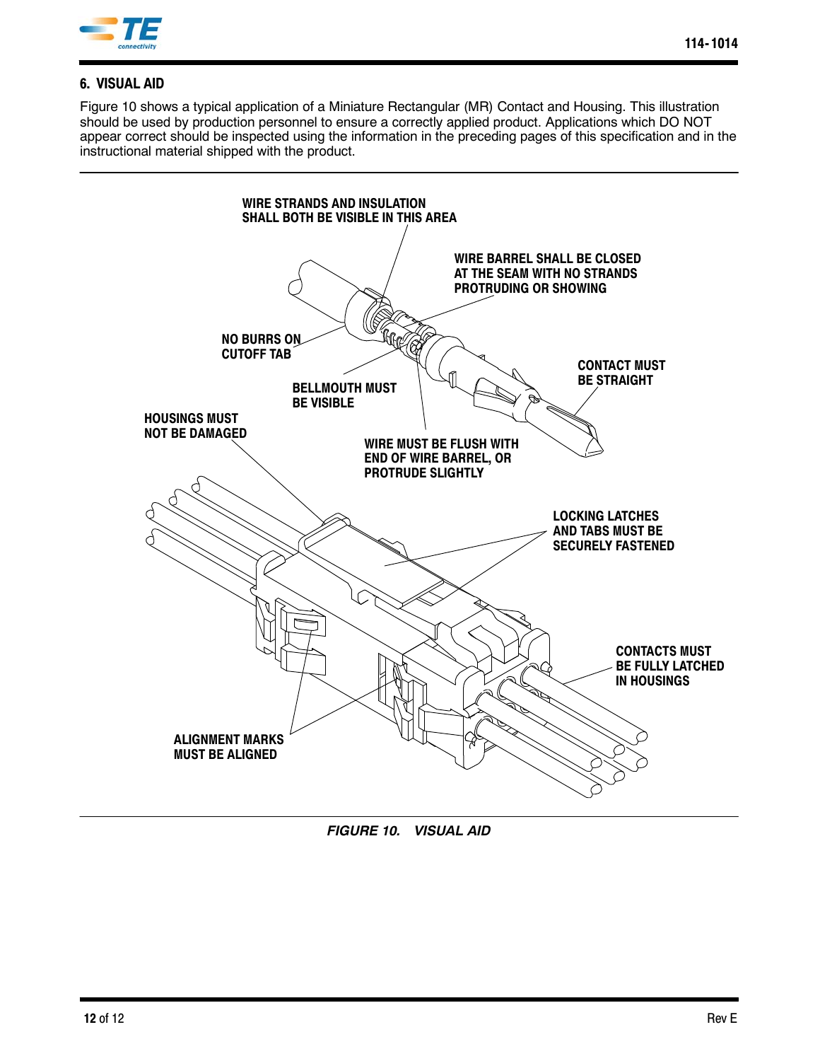## 6. VISUAL AID

Figure 10 shows a typical application of a Miniature Rectangular (MR) Contact and Housing. This illustration should be used by production personnel to ensure a correctly applied product. Applications which DO NOT appear correct should be inspected using the information in the preceding pages of this specification and in the instructional material shipped with the product.

WIRE STRANDS AND INSULATION SHALL BOTH BE VISIBLE IN THIS AREA

WIRE BARREL SHALL BE CLOSED AT THE SEAM WITH NO STRANDS PROTRUDING OR SHOWING

NO BURRS ON CUTOFF TAB

CONTACT MUST BE STRAIGHT

BELLMOUTH MUST BE VISIBLE

HOUSINGS MUST NOT BE DAMAGED

WIRE MUST BE FLUSH WITH END OF WIRE BARREL, OR PROTRUDE SLIGHTLY

LOCKING LATCHES AND TABS MUST BE SECURELY FASTENED

CONTACTS MUST BE FULLY LATCHED IN HOUSINGS

ALIGNMENT MARKS MUST BE ALIGNED

*FIGURE 10. VISUAL AID*